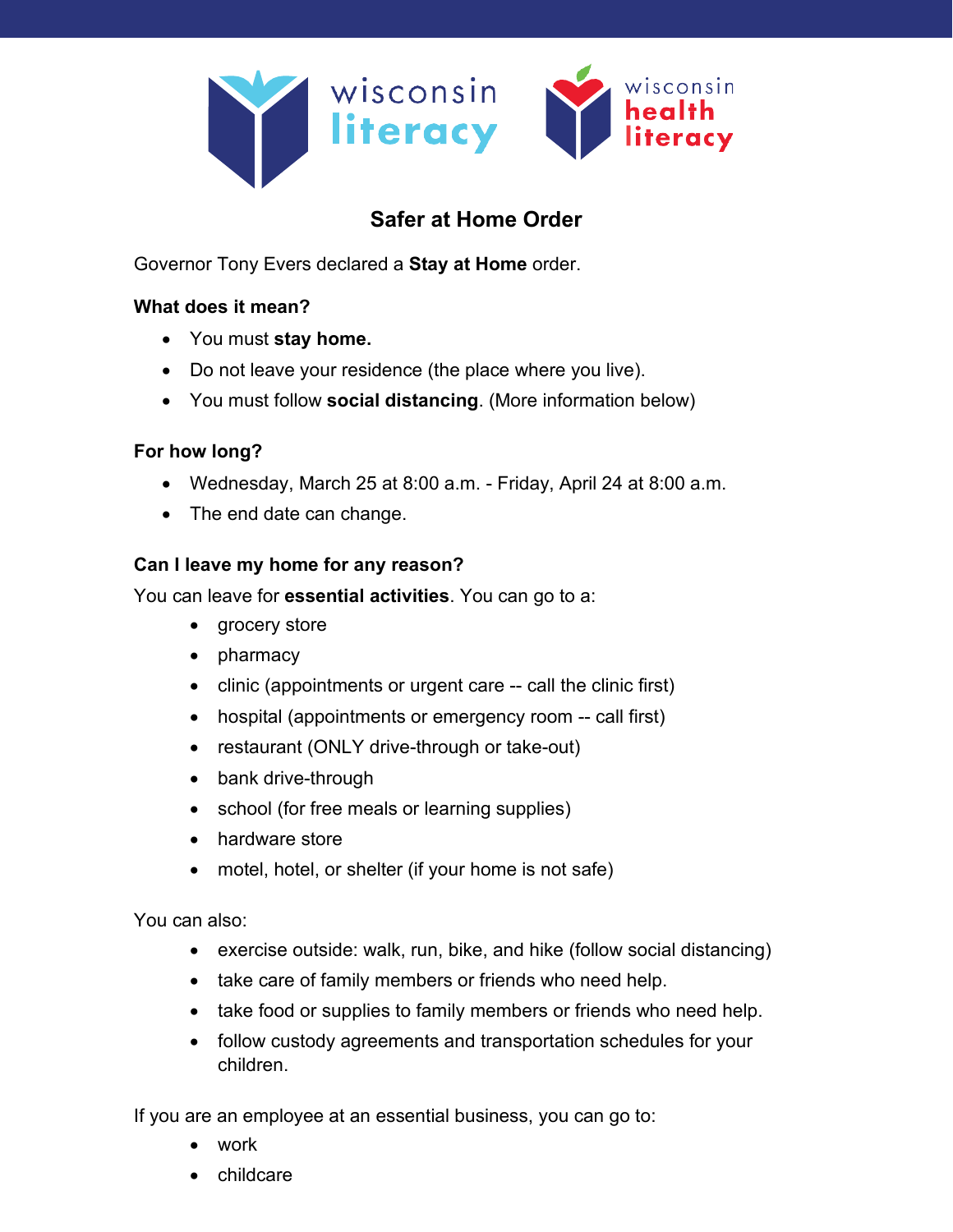# Safer at Home Order

Governor Tony Evers declared a **Stay at Home** order.

### What does it mean?

- You must **stay home.**
- Do not leave your residence (the place where you live).
- You must follow **social distancing**. (More information below)

### For how long?

- Wednesday, March 25 at 8:00 a.m. - Friday, April 24 at 8:00 a.m.
- The end date can change.

### Can I leave my home for any reason?

You can leave for **essential activities**. You can go to a:

- grocery store
- pharmacy
- clinic (appointments or urgent care -- call the clinic first)
- hospital (appointments or emergency room -- call first)
- restaurant (ONLY drive-through or take-out)
- bank drive-through
- school (for free meals or learning supplies)
- hardware store
- motel, hotel, or shelter (if your home is not safe)

You can also:

- exercise outside: walk, run, bike, and hike (follow social distancing)
- take care of family members or friends who need help.
- take food or supplies to family members or friends who need help.
- follow custody agreements and transportation schedules for your children.

If you are an employee at an essential business, you can go to:

- work
- childcare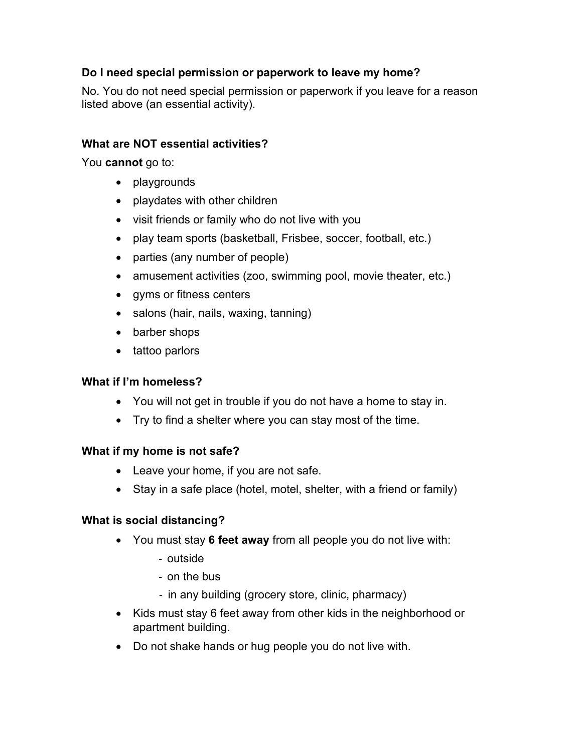**Do I need special permission or paperwork to leave my home?**

No. You do not need special permission or paperwork if you leave for a reason listed above (an essential activity).

**What are NOT essential activities?**

You **cannot** go to:

- playgrounds
- playdates with other children
- visit friends or family who do not live with you
- play team sports (basketball, Frisbee, soccer, football, etc.)
- parties (any number of people)
- amusement activities (zoo, swimming pool, movie theater, etc.)
- gyms or fitness centers
- salons (hair, nails, waxing, tanning)
- barber shops
- tattoo parlors

**What if I'm homeless?**

- You will not get in trouble if you do not have a home to stay in.
- Try to find a shelter where you can stay most of the time.

**What if my home is not safe?**

- Leave your home, if you are not safe.
- Stay in a safe place (hotel, motel, shelter, with a friend or family)

**What is social distancing?**

- You must stay **6 feet away** from all people you do not live with:
  - outside
  - on the bus
  - in any building (grocery store, clinic, pharmacy)
- Kids must stay 6 feet away from other kids in the neighborhood or apartment building.
- Do not shake hands or hug people you do not live with.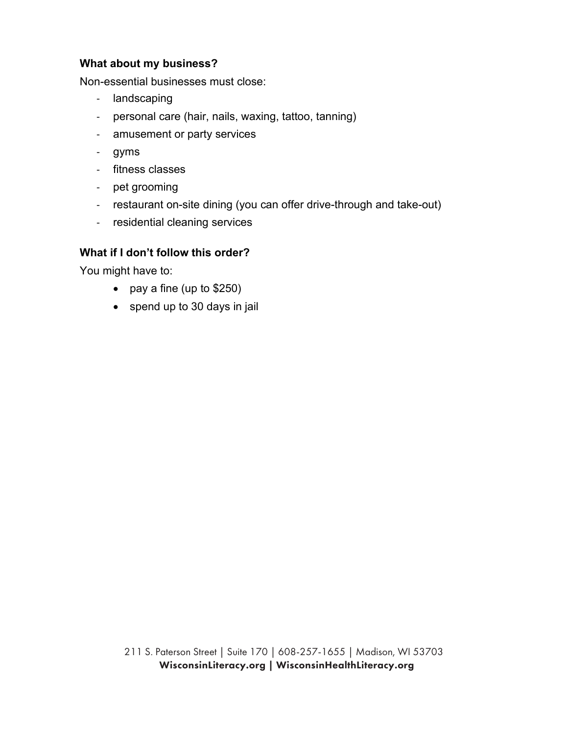**What about my business?**

Non-essential businesses must close:

- landscaping
- personal care (hair, nails, waxing, tattoo, tanning)
- amusement or party services
- gyms
- fitness classes
- pet grooming
- restaurant on-site dining (you can offer drive-through and take-out)
- residential cleaning services

**What if I don't follow this order?**

You might have to:

- pay a fine (up to $250)
- spend up to 30 days in jail